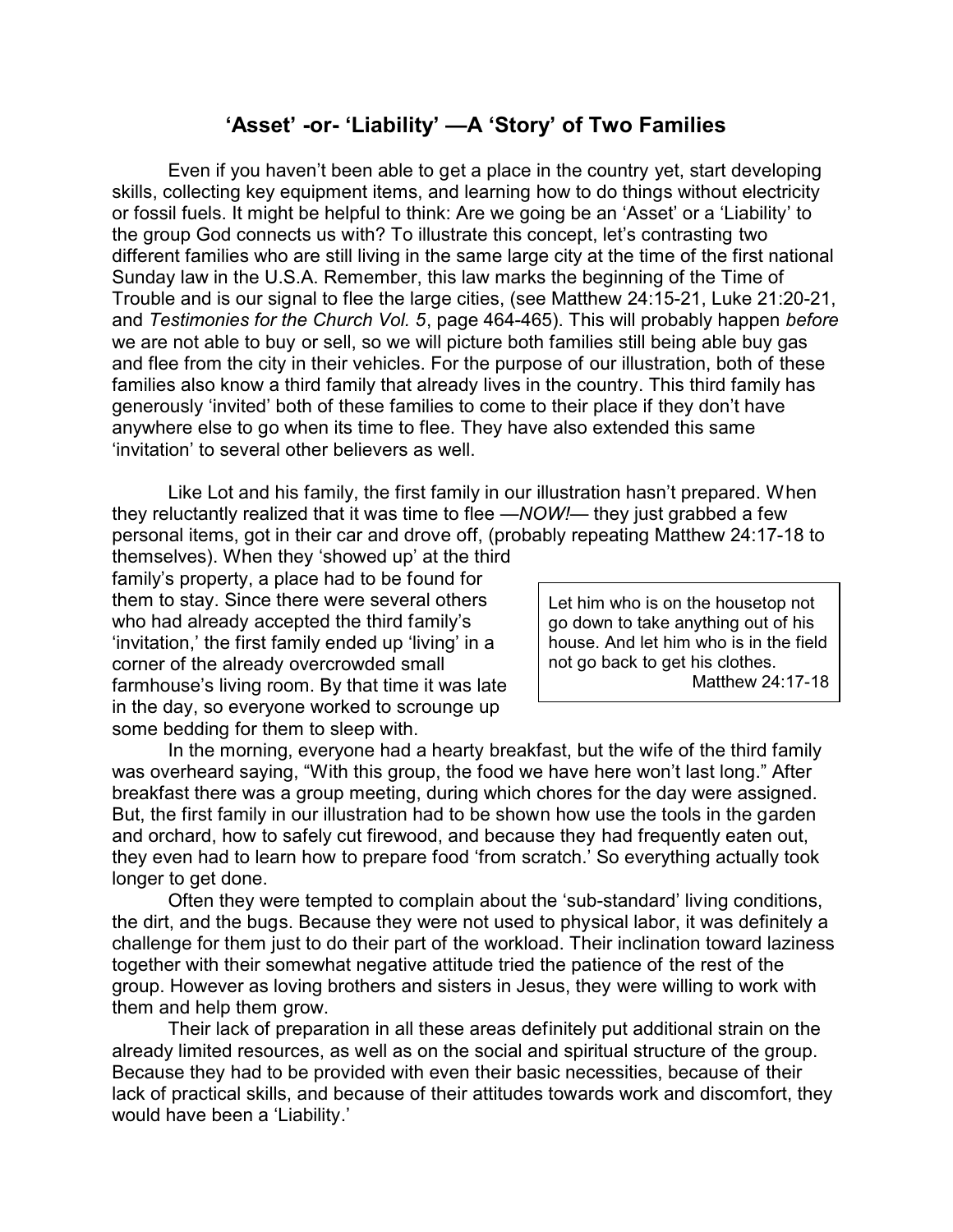# 'Asset' -or- 'Liability' —A 'Story' of Two Families

Even if you haven't been able to get a place in the country yet, start developing skills, collecting key equipment items, and learning how to do things without electricity or fossil fuels. It might be helpful to think: Are we going be an 'Asset' or a 'Liability' to the group God connects us with? To illustrate this concept, let's contrasting two different families who are still living in the same large city at the time of the first national Sunday law in the U.S.A. Remember, this law marks the beginning of the Time of Trouble and is our signal to flee the large cities, (see Matthew 24:15-21, Luke 21:20-21, and *Testimonies for the Church Vol. 5*, page 464-465). This will probably happen *before* we are not able to buy or sell, so we will picture both families still being able buy gas and flee from the city in their vehicles. For the purpose of our illustration, both of these families also know a third family that already lives in the country. This third family has generously 'invited' both of these families to come to their place if they don't have anywhere else to go when its time to flee. They have also extended this same 'invitation' to several other believers as well.

Like Lot and his family, the first family in our illustration hasn't prepared. When they reluctantly realized that it was time to flee —*NOW!*— they just grabbed a few personal items, got in their car and drove off, (probably repeating Matthew 24:17-18 to themselves). When they 'showed up' at the third family's property, a place had to be found for them to stay. Since there were several others who had already accepted the third family's 'invitation,' the first family ended up 'living' in a corner of the already overcrowded small farmhouse's living room. By that time it was late in the day, so everyone worked to scrounge up some bedding for them to sleep with.

> Let him who is on the housetop not go down to take anything out of his house. And let him who is in the field not go back to get his clothes.
> Matthew 24:17-18

In the morning, everyone had a hearty breakfast, but the wife of the third family was overheard saying, "With this group, the food we have here won't last long." After breakfast there was a group meeting, during which chores for the day were assigned. But, the first family in our illustration had to be shown how use the tools in the garden and orchard, how to safely cut firewood, and because they had frequently eaten out, they even had to learn how to prepare food 'from scratch.' So everything actually took longer to get done.

Often they were tempted to complain about the 'sub-standard' living conditions, the dirt, and the bugs. Because they were not used to physical labor, it was definitely a challenge for them just to do their part of the workload. Their inclination toward laziness together with their somewhat negative attitude tried the patience of the rest of the group. However as loving brothers and sisters in Jesus, they were willing to work with them and help them grow.

Their lack of preparation in all these areas definitely put additional strain on the already limited resources, as well as on the social and spiritual structure of the group. Because they had to be provided with even their basic necessities, because of their lack of practical skills, and because of their attitudes towards work and discomfort, they would have been a 'Liability.'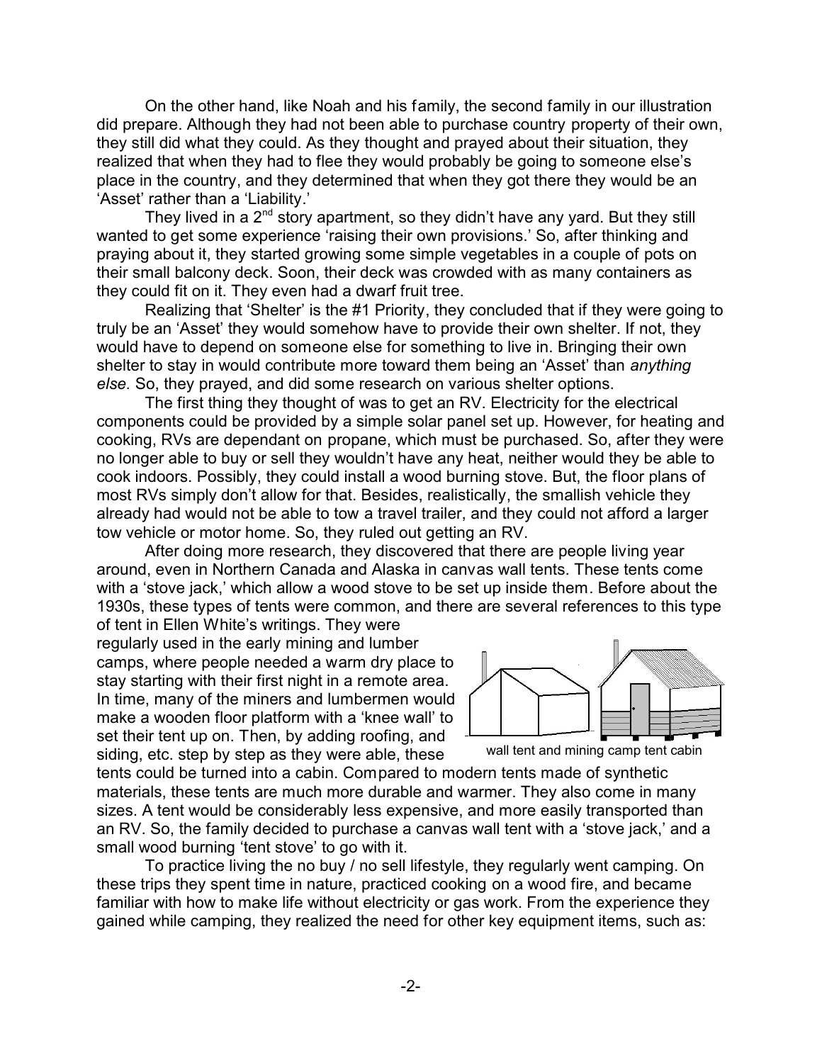On the other hand, like Noah and his family, the second family in our illustration did prepare. Although they had not been able to purchase country property of their own, they still did what they could. As they thought and prayed about their situation, they realized that when they had to flee they would probably be going to someone else's place in the country, and they determined that when they got there they would be an 'Asset' rather than a 'Liability.'

They lived in a 2nd story apartment, so they didn't have any yard. But they still wanted to get some experience 'raising their own provisions.' So, after thinking and praying about it, they started growing some simple vegetables in a couple of pots on their small balcony deck. Soon, their deck was crowded with as many containers as they could fit on it. They even had a dwarf fruit tree.

Realizing that 'Shelter' is the #1 Priority, they concluded that if they were going to truly be an 'Asset' they would somehow have to provide their own shelter. If not, they would have to depend on someone else for something to live in. Bringing their own shelter to stay in would contribute more toward them being an 'Asset' than *anything else.* So, they prayed, and did some research on various shelter options.

The first thing they thought of was to get an RV. Electricity for the electrical components could be provided by a simple solar panel set up. However, for heating and cooking, RVs are dependant on propane, which must be purchased. So, after they were no longer able to buy or sell they wouldn't have any heat, neither would they be able to cook indoors. Possibly, they could install a wood burning stove. But, the floor plans of most RVs simply don't allow for that. Besides, realistically, the smallish vehicle they already had would not be able to tow a travel trailer, and they could not afford a larger tow vehicle or motor home. So, they ruled out getting an RV.

After doing more research, they discovered that there are people living year around, even in Northern Canada and Alaska in canvas wall tents. These tents come with a 'stove jack,' which allow a wood stove to be set up inside them. Before about the 1930s, these types of tents were common, and there are several references to this type of tent in Ellen White's writings. They were regularly used in the early mining and lumber camps, where people needed a warm dry place to stay starting with their first night in a remote area. In time, many of the miners and lumbermen would make a wooden floor platform with a 'knee wall' to set their tent up on. Then, by adding roofing, and siding, etc. step by step as they were able, these tents could be turned into a cabin. Compared to modern tents made of synthetic materials, these tents are much more durable and warmer. They also come in many sizes. A tent would be considerably less expensive, and more easily transported than an RV. So, the family decided to purchase a canvas wall tent with a 'stove jack,' and a small wood burning 'tent stove' to go with it.

wall tent and mining camp tent cabin

To practice living the no buy / no sell lifestyle, they regularly went camping. On these trips they spent time in nature, practiced cooking on a wood fire, and became familiar with how to make life without electricity or gas work. From the experience they gained while camping, they realized the need for other key equipment items, such as: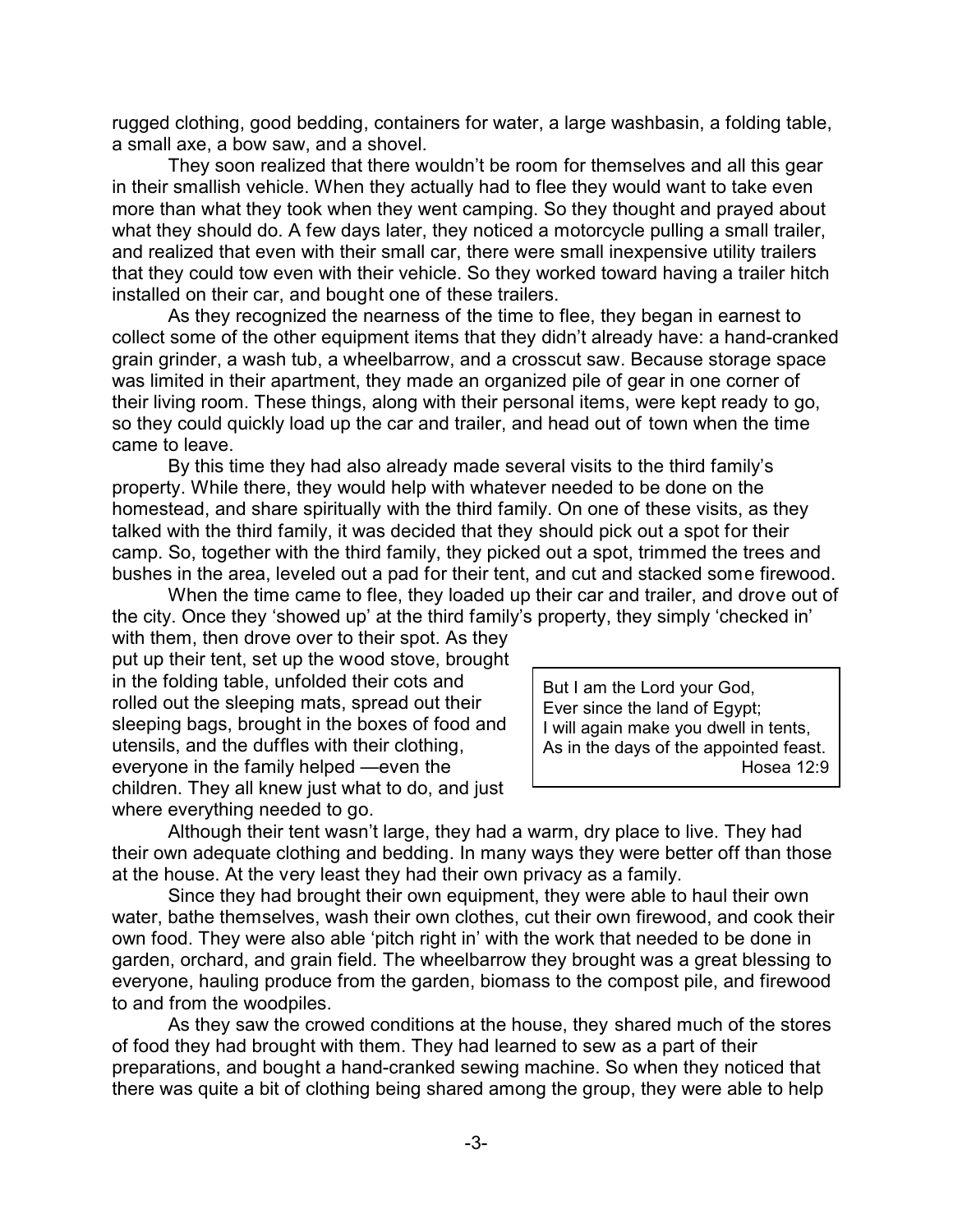rugged clothing, good bedding, containers for water, a large washbasin, a folding table, a small axe, a bow saw, and a shovel.

They soon realized that there wouldn't be room for themselves and all this gear in their smallish vehicle. When they actually had to flee they would want to take even more than what they took when they went camping. So they thought and prayed about what they should do. A few days later, they noticed a motorcycle pulling a small trailer, and realized that even with their small car, there were small inexpensive utility trailers that they could tow even with their vehicle. So they worked toward having a trailer hitch installed on their car, and bought one of these trailers.

As they recognized the nearness of the time to flee, they began in earnest to collect some of the other equipment items that they didn't already have: a hand-cranked grain grinder, a wash tub, a wheelbarrow, and a crosscut saw. Because storage space was limited in their apartment, they made an organized pile of gear in one corner of their living room. These things, along with their personal items, were kept ready to go, so they could quickly load up the car and trailer, and head out of town when the time came to leave.

By this time they had also already made several visits to the third family's property. While there, they would help with whatever needed to be done on the homestead, and share spiritually with the third family. On one of these visits, as they talked with the third family, it was decided that they should pick out a spot for their camp. So, together with the third family, they picked out a spot, trimmed the trees and bushes in the area, leveled out a pad for their tent, and cut and stacked some firewood.

When the time came to flee, they loaded up their car and trailer, and drove out of the city. Once they 'showed up' at the third family's property, they simply 'checked in' with them, then drove over to their spot. As they put up their tent, set up the wood stove, brought in the folding table, unfolded their cots and rolled out the sleeping mats, spread out their sleeping bags, brought in the boxes of food and utensils, and the duffles with their clothing, everyone in the family helped —even the children. They all knew just what to do, and just where everything needed to go.

> But I am the Lord your God,
> Ever since the land of Egypt;
> I will again make you dwell in tents,
> As in the days of the appointed feast.
> Hosea 12:9

Although their tent wasn't large, they had a warm, dry place to live. They had their own adequate clothing and bedding. In many ways they were better off than those at the house. At the very least they had their own privacy as a family.

Since they had brought their own equipment, they were able to haul their own water, bathe themselves, wash their own clothes, cut their own firewood, and cook their own food. They were also able 'pitch right in' with the work that needed to be done in garden, orchard, and grain field. The wheelbarrow they brought was a great blessing to everyone, hauling produce from the garden, biomass to the compost pile, and firewood to and from the woodpiles.

As they saw the crowed conditions at the house, they shared much of the stores of food they had brought with them. They had learned to sew as a part of their preparations, and bought a hand-cranked sewing machine. So when they noticed that there was quite a bit of clothing being shared among the group, they were able to help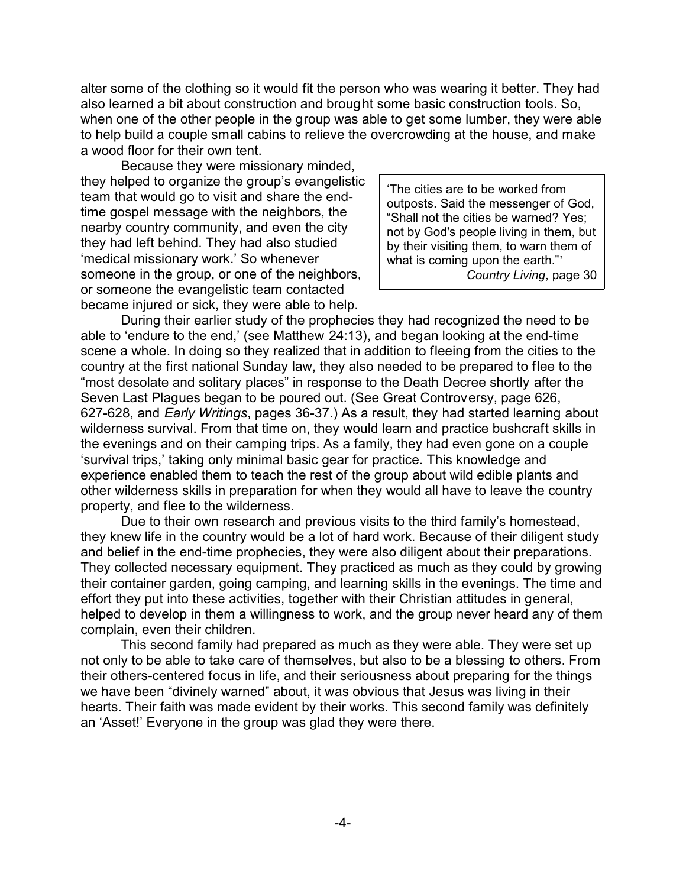alter some of the clothing so it would fit the person who was wearing it better. They had also learned a bit about construction and brought some basic construction tools. So, when one of the other people in the group was able to get some lumber, they were able to help build a couple small cabins to relieve the overcrowding at the house, and make a wood floor for their own tent.

Because they were missionary minded, they helped to organize the group's evangelistic team that would go to visit and share the end-time gospel message with the neighbors, the nearby country community, and even the city they had left behind. They had also studied 'medical missionary work.' So whenever someone in the group, or one of the neighbors, or someone the evangelistic team contacted became injured or sick, they were able to help.

> 'The cities are to be worked from outposts. Said the messenger of God, "Shall not the cities be warned? Yes; not by God's people living in them, but by their visiting them, to warn them of what is coming upon the earth."'
> *Country Living*, page 30

During their earlier study of the prophecies they had recognized the need to be able to 'endure to the end,' (see Matthew 24:13), and began looking at the end-time scene a whole. In doing so they realized that in addition to fleeing from the cities to the country at the first national Sunday law, they also needed to be prepared to flee to the "most desolate and solitary places" in response to the Death Decree shortly after the Seven Last Plagues began to be poured out. (See Great Controversy, page 626, 627-628, and *Early Writings*, pages 36-37.) As a result, they had started learning about wilderness survival. From that time on, they would learn and practice bushcraft skills in the evenings and on their camping trips. As a family, they had even gone on a couple 'survival trips,' taking only minimal basic gear for practice. This knowledge and experience enabled them to teach the rest of the group about wild edible plants and other wilderness skills in preparation for when they would all have to leave the country property, and flee to the wilderness.

Due to their own research and previous visits to the third family's homestead, they knew life in the country would be a lot of hard work. Because of their diligent study and belief in the end-time prophecies, they were also diligent about their preparations. They collected necessary equipment. They practiced as much as they could by growing their container garden, going camping, and learning skills in the evenings. The time and effort they put into these activities, together with their Christian attitudes in general, helped to develop in them a willingness to work, and the group never heard any of them complain, even their children.

This second family had prepared as much as they were able. They were set up not only to be able to take care of themselves, but also to be a blessing to others. From their others-centered focus in life, and their seriousness about preparing for the things we have been "divinely warned" about, it was obvious that Jesus was living in their hearts. Their faith was made evident by their works. This second family was definitely an 'Asset!' Everyone in the group was glad they were there.